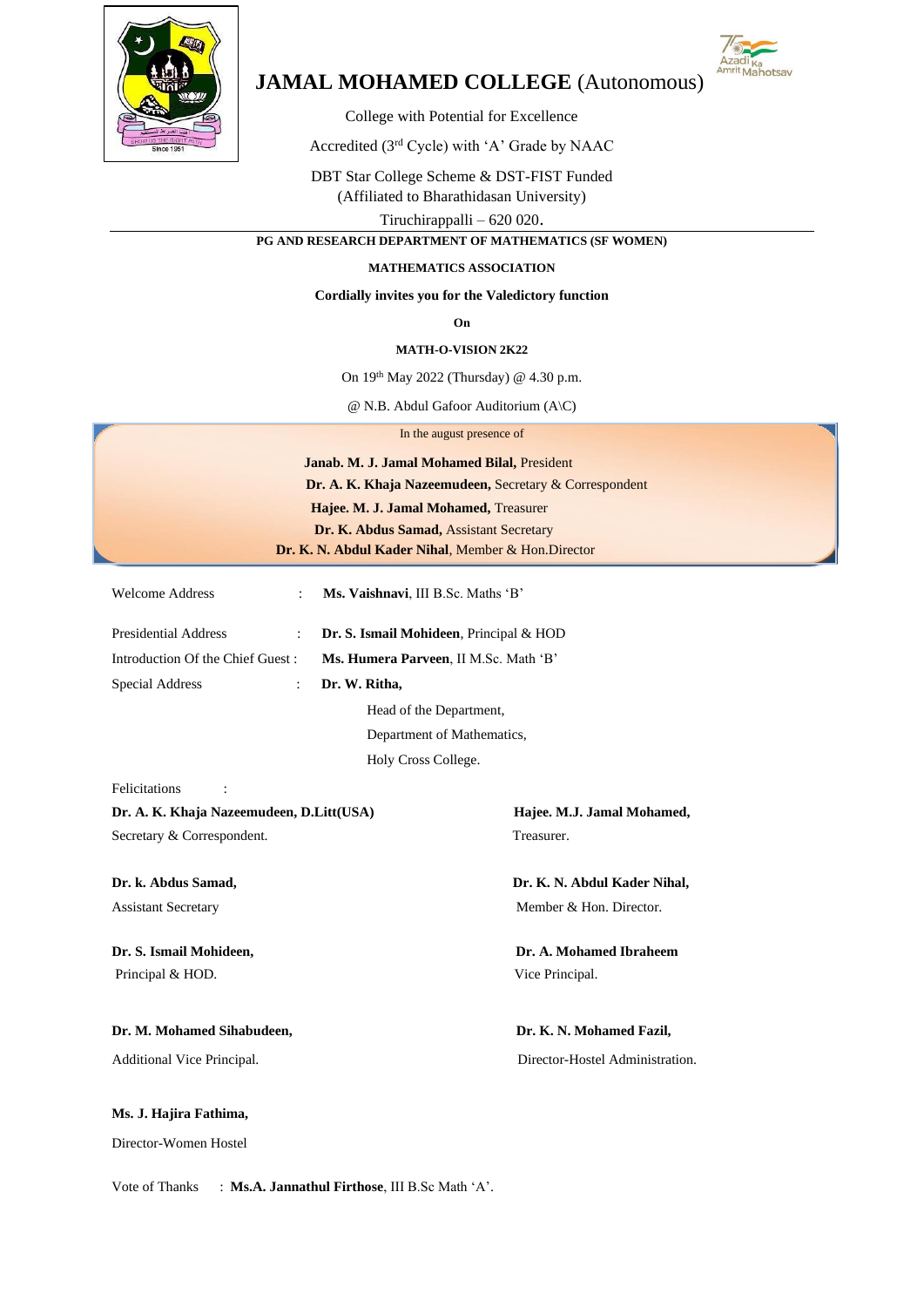# JAMAL MOHAMED COLLEGE (Autonomous)

College with Potential for Excellence

Accredited (3rd Cycle) with 'A' Grade by NAAC

DBT Star College Scheme & DST-FIST Funded
(Affiliated to Bharathidasan University)

Tiruchirappalli – 620 020.

**PG AND RESEARCH DEPARTMENT OF MATHEMATICS (SF WOMEN)**

**MATHEMATICS ASSOCIATION**

**Cordially invites you for the Valedictory function**

**On**

**MATH-O-VISION 2K22**

On 19th May 2022 (Thursday) @ 4.30 p.m.

@ N.B. Abdul Gafoor Auditorium (A\C)

In the august presence of

**Janab. M. J. Jamal Mohamed Bilal,** President
**Dr. A. K. Khaja Nazeemudeen,** Secretary & Correspondent
**Hajee. M. J. Jamal Mohamed,** Treasurer
**Dr. K. Abdus Samad,** Assistant Secretary
**Dr. K. N. Abdul Kader Nihal**, Member & Hon.Director

Welcome Address : **Ms. Vaishnavi**, III B.Sc. Maths 'B'

Presidential Address : **Dr. S. Ismail Mohideen**, Principal & HOD

Introduction Of the Chief Guest : **Ms. Humera Parveen**, II M.Sc. Math 'B'

Special Address : **Dr. W. Ritha,**
Head of the Department,
Department of Mathematics,
Holy Cross College.

Felicitations :

**Dr. A. K. Khaja Nazeemudeen, D.Litt(USA)**
Secretary & Correspondent.

**Hajee. M.J. Jamal Mohamed,**
Treasurer.

**Dr. k. Abdus Samad,**
Assistant Secretary

**Dr. K. N. Abdul Kader Nihal,**
Member & Hon. Director.

**Dr. S. Ismail Mohideen,**
Principal & HOD.

**Dr. A. Mohamed Ibraheem**
Vice Principal.

**Dr. M. Mohamed Sihabudeen,**
Additional Vice Principal.

**Dr. K. N. Mohamed Fazil,**
Director-Hostel Administration.

**Ms. J. Hajira Fathima,**
Director-Women Hostel

Vote of Thanks : **Ms.A. Jannathul Firthose**, III B.Sc Math 'A'.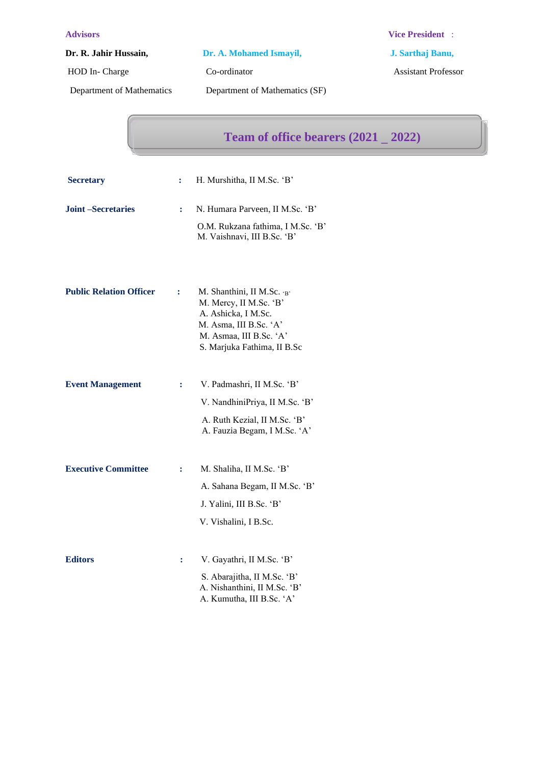**Advisors**

**Dr. R. Jahir Hussain,**
HOD In- Charge
Department of Mathematics

**Dr. A. Mohamed Ismayil,**
Co-ordinator
Department of Mathematics (SF)

**Vice President :**

**J. Sarthaj Banu,**
Assistant Professor

## Team of office bearers (2021 _ 2022)

**Secretary** : H. Murshitha, II M.Sc. 'B'

**Joint –Secretaries** : N. Humara Parveen, II M.Sc. 'B'
O.M. Rukzana fathima, I M.Sc. 'B'
M. Vaishnavi, III B.Sc. 'B'

**Public Relation Officer** : M. Shanthini, II M.Sc. 'B'
M. Mercy, II M.Sc. 'B'
A. Ashicka, I M.Sc.
M. Asma, III B.Sc. 'A'
M. Asmaa, III B.Sc. 'A'
S. Marjuka Fathima, II B.Sc

**Event Management** : V. Padmashri, II M.Sc. 'B'
V. NandhiniPriya, II M.Sc. 'B'
A. Ruth Kezial, II M.Sc. 'B'
A. Fauzia Begam, I M.Sc. 'A'

**Executive Committee** : M. Shaliha, II M.Sc. 'B'
A. Sahana Begam, II M.Sc. 'B'
J. Yalini, III B.Sc. 'B'
V. Vishalini, I B.Sc.

**Editors** : V. Gayathri, II M.Sc. 'B'
S. Abarajitha, II M.Sc. 'B'
A. Nishanthini, II M.Sc. 'B'
A. Kumutha, III B.Sc. 'A'